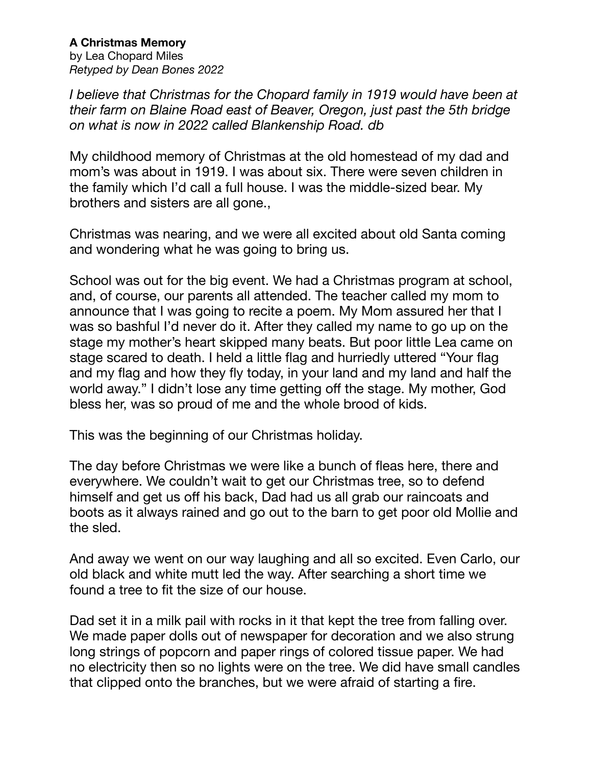**A Christmas Memory**
by Lea Chopard Miles
*Retyped by Dean Bones 2022*

*I believe that Christmas for the Chopard family in 1919 would have been at their farm on Blaine Road east of Beaver, Oregon, just past the 5th bridge on what is now in 2022 called Blankenship Road. db*

My childhood memory of Christmas at the old homestead of my dad and mom's was about in 1919. I was about six. There were seven children in the family which I'd call a full house. I was the middle-sized bear. My brothers and sisters are all gone.,

Christmas was nearing, and we were all excited about old Santa coming and wondering what he was going to bring us.

School was out for the big event. We had a Christmas program at school, and, of course, our parents all attended. The teacher called my mom to announce that I was going to recite a poem. My Mom assured her that I was so bashful I'd never do it. After they called my name to go up on the stage my mother's heart skipped many beats. But poor little Lea came on stage scared to death. I held a little flag and hurriedly uttered "Your flag and my flag and how they fly today, in your land and my land and half the world away." I didn't lose any time getting off the stage. My mother, God bless her, was so proud of me and the whole brood of kids.

This was the beginning of our Christmas holiday.

The day before Christmas we were like a bunch of fleas here, there and everywhere. We couldn't wait to get our Christmas tree, so to defend himself and get us off his back, Dad had us all grab our raincoats and boots as it always rained and go out to the barn to get poor old Mollie and the sled.

And away we went on our way laughing and all so excited. Even Carlo, our old black and white mutt led the way. After searching a short time we found a tree to fit the size of our house.

Dad set it in a milk pail with rocks in it that kept the tree from falling over. We made paper dolls out of newspaper for decoration and we also strung long strings of popcorn and paper rings of colored tissue paper. We had no electricity then so no lights were on the tree. We did have small candles that clipped onto the branches, but we were afraid of starting a fire.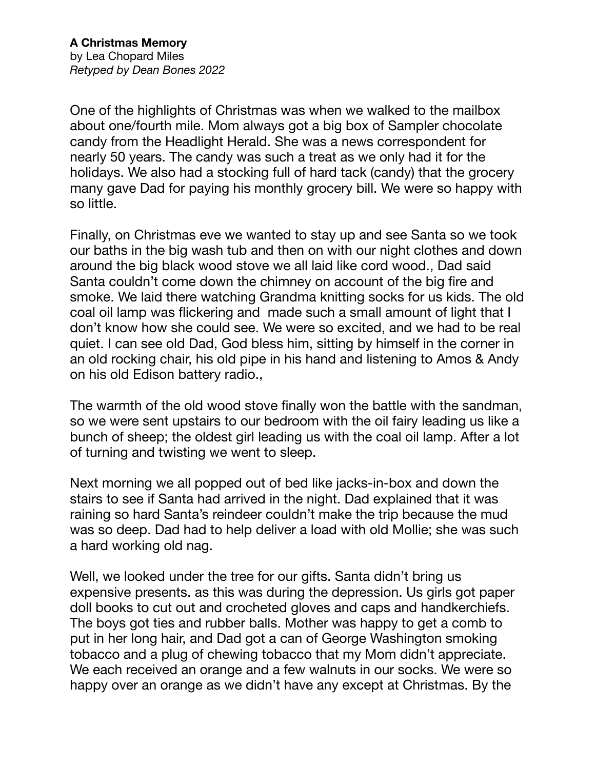**A Christmas Memory**
by Lea Chopard Miles
*Retyped by Dean Bones 2022*

One of the highlights of Christmas was when we walked to the mailbox about one/fourth mile. Mom always got a big box of Sampler chocolate candy from the Headlight Herald. She was a news correspondent for nearly 50 years. The candy was such a treat as we only had it for the holidays. We also had a stocking full of hard tack (candy) that the grocery many gave Dad for paying his monthly grocery bill. We were so happy with so little.

Finally, on Christmas eve we wanted to stay up and see Santa so we took our baths in the big wash tub and then on with our night clothes and down around the big black wood stove we all laid like cord wood., Dad said Santa couldn't come down the chimney on account of the big fire and smoke. We laid there watching Grandma knitting socks for us kids. The old coal oil lamp was flickering and made such a small amount of light that I don't know how she could see. We were so excited, and we had to be real quiet. I can see old Dad, God bless him, sitting by himself in the corner in an old rocking chair, his old pipe in his hand and listening to Amos & Andy on his old Edison battery radio.,

The warmth of the old wood stove finally won the battle with the sandman, so we were sent upstairs to our bedroom with the oil fairy leading us like a bunch of sheep; the oldest girl leading us with the coal oil lamp. After a lot of turning and twisting we went to sleep.

Next morning we all popped out of bed like jacks-in-box and down the stairs to see if Santa had arrived in the night. Dad explained that it was raining so hard Santa's reindeer couldn't make the trip because the mud was so deep. Dad had to help deliver a load with old Mollie; she was such a hard working old nag.

Well, we looked under the tree for our gifts. Santa didn't bring us expensive presents. as this was during the depression. Us girls got paper doll books to cut out and crocheted gloves and caps and handkerchiefs. The boys got ties and rubber balls. Mother was happy to get a comb to put in her long hair, and Dad got a can of George Washington smoking tobacco and a plug of chewing tobacco that my Mom didn't appreciate. We each received an orange and a few walnuts in our socks. We were so happy over an orange as we didn't have any except at Christmas. By the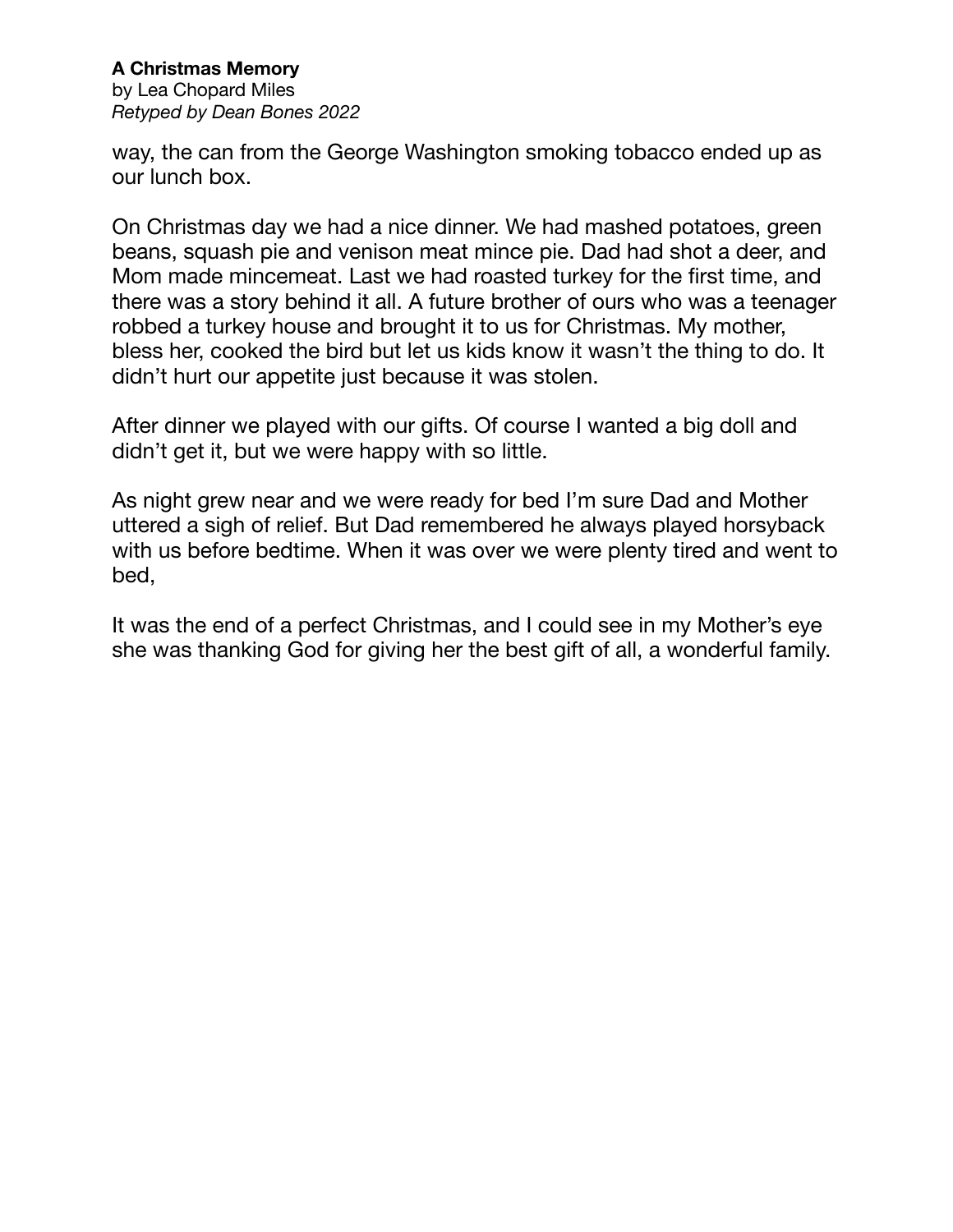way, the can from the George Washington smoking tobacco ended up as our lunch box.

On Christmas day we had a nice dinner. We had mashed potatoes, green beans, squash pie and venison meat mince pie. Dad had shot a deer, and Mom made mincemeat. Last we had roasted turkey for the first time, and there was a story behind it all. A future brother of ours who was a teenager robbed a turkey house and brought it to us for Christmas. My mother, bless her, cooked the bird but let us kids know it wasn't the thing to do. It didn't hurt our appetite just because it was stolen.

After dinner we played with our gifts. Of course I wanted a big doll and didn't get it, but we were happy with so little.

As night grew near and we were ready for bed I'm sure Dad and Mother uttered a sigh of relief. But Dad remembered he always played horsyback with us before bedtime. When it was over we were plenty tired and went to bed,

It was the end of a perfect Christmas, and I could see in my Mother's eye she was thanking God for giving her the best gift of all, a wonderful family.